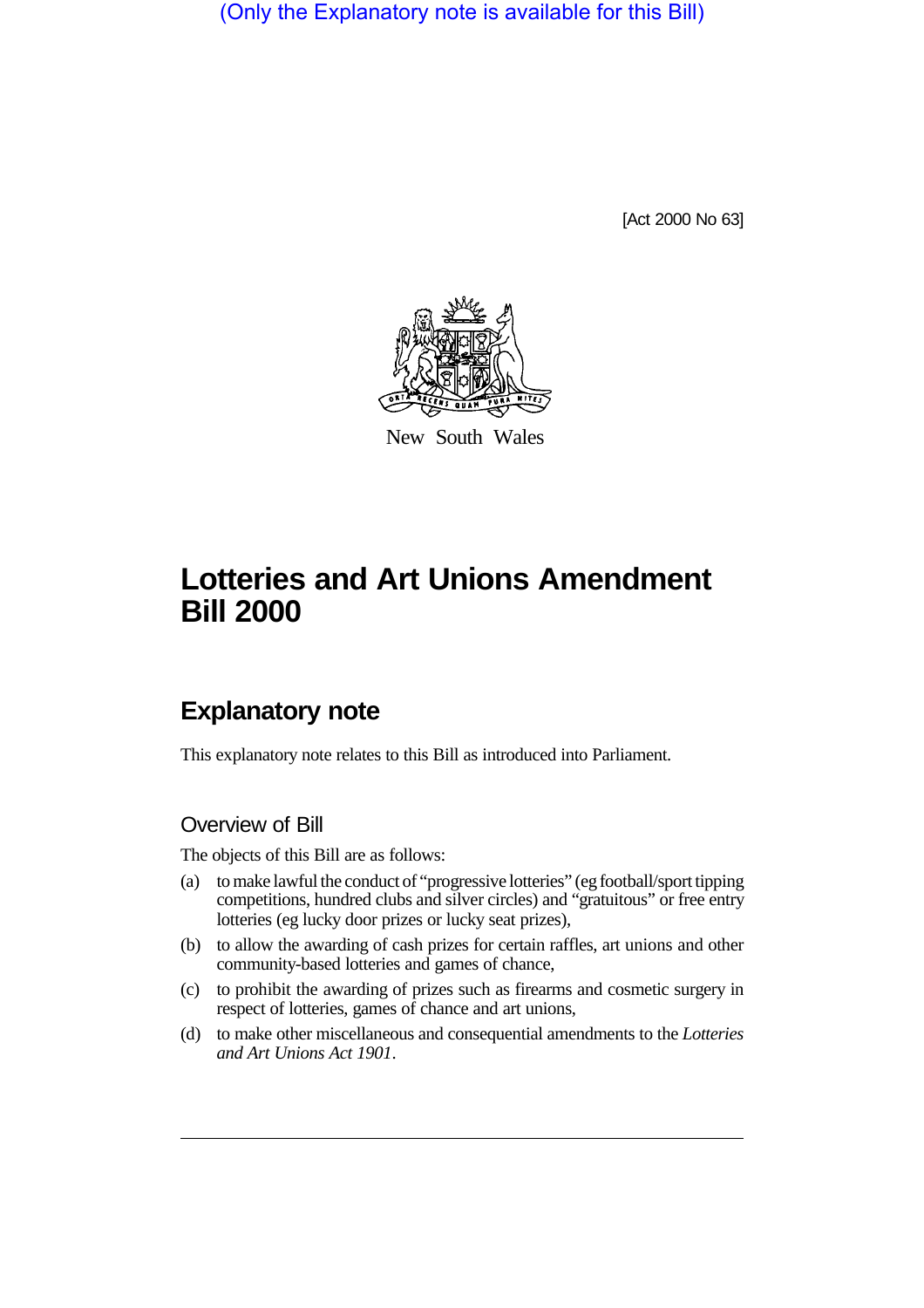(Only the Explanatory note is available for this Bill)

[Act 2000 No 63]

New South Wales

# Lotteries and Art Unions Amendment Bill 2000

## Explanatory note

This explanatory note relates to this Bill as introduced into Parliament.

### Overview of Bill

The objects of this Bill are as follows:

(a) to make lawful the conduct of "progressive lotteries" (eg football/sport tipping competitions, hundred clubs and silver circles) and "gratuitous" or free entry lotteries (eg lucky door prizes or lucky seat prizes),

(b) to allow the awarding of cash prizes for certain raffles, art unions and other community-based lotteries and games of chance,

(c) to prohibit the awarding of prizes such as firearms and cosmetic surgery in respect of lotteries, games of chance and art unions,

(d) to make other miscellaneous and consequential amendments to the *Lotteries and Art Unions Act 1901*.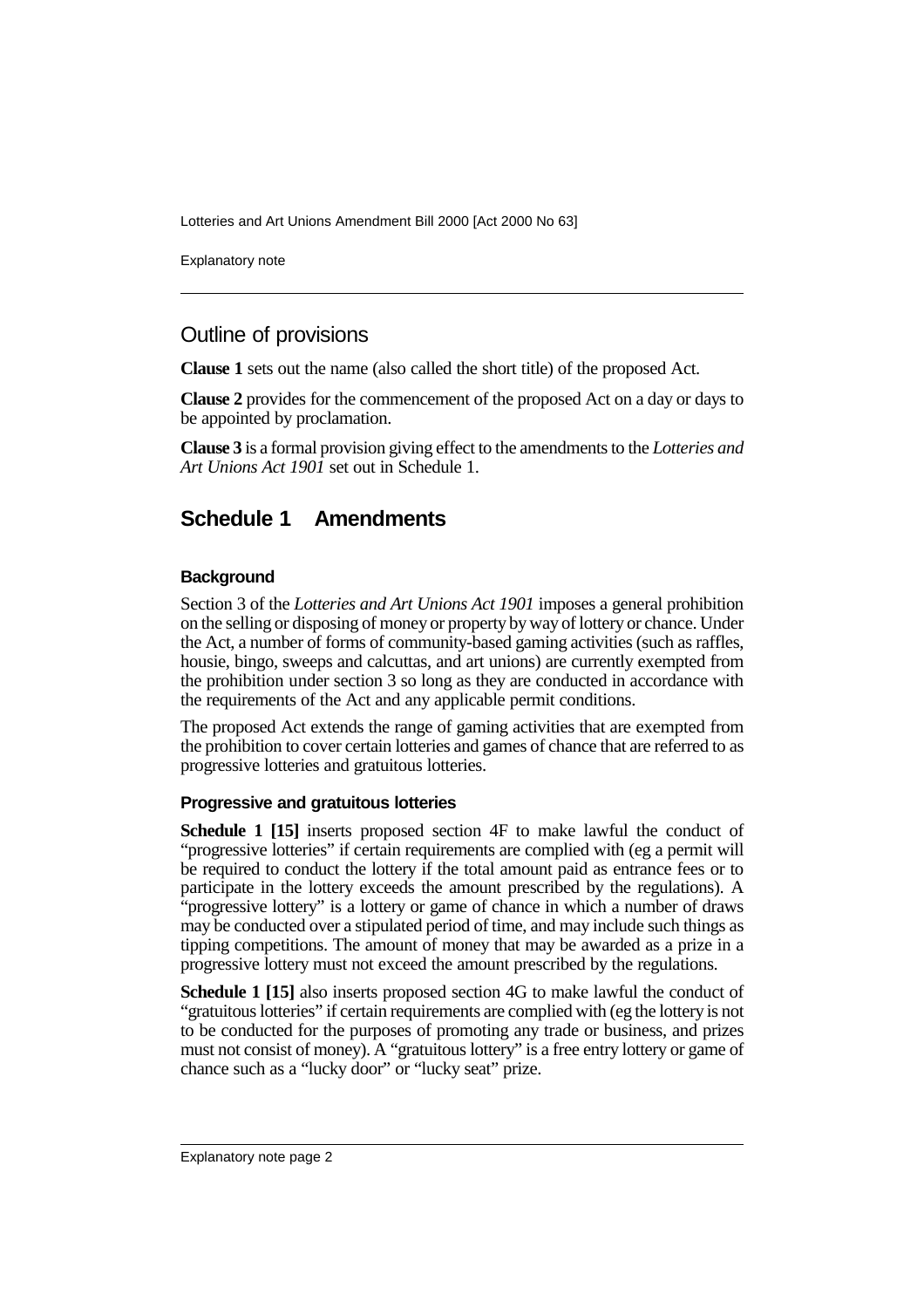## Outline of provisions

**Clause 1** sets out the name (also called the short title) of the proposed Act.

**Clause 2** provides for the commencement of the proposed Act on a day or days to be appointed by proclamation.

**Clause 3** is a formal provision giving effect to the amendments to the *Lotteries and Art Unions Act 1901* set out in Schedule 1.

## Schedule 1 Amendments

### Background

Section 3 of the *Lotteries and Art Unions Act 1901* imposes a general prohibition on the selling or disposing of money or property by way of lottery or chance. Under the Act, a number of forms of community-based gaming activities (such as raffles, housie, bingo, sweeps and calcuttas, and art unions) are currently exempted from the prohibition under section 3 so long as they are conducted in accordance with the requirements of the Act and any applicable permit conditions.

The proposed Act extends the range of gaming activities that are exempted from the prohibition to cover certain lotteries and games of chance that are referred to as progressive lotteries and gratuitous lotteries.

### Progressive and gratuitous lotteries

**Schedule 1 [15]** inserts proposed section 4F to make lawful the conduct of "progressive lotteries" if certain requirements are complied with (eg a permit will be required to conduct the lottery if the total amount paid as entrance fees or to participate in the lottery exceeds the amount prescribed by the regulations). A "progressive lottery" is a lottery or game of chance in which a number of draws may be conducted over a stipulated period of time, and may include such things as tipping competitions. The amount of money that may be awarded as a prize in a progressive lottery must not exceed the amount prescribed by the regulations.

**Schedule 1 [15]** also inserts proposed section 4G to make lawful the conduct of "gratuitous lotteries" if certain requirements are complied with (eg the lottery is not to be conducted for the purposes of promoting any trade or business, and prizes must not consist of money). A "gratuitous lottery" is a free entry lottery or game of chance such as a "lucky door" or "lucky seat" prize.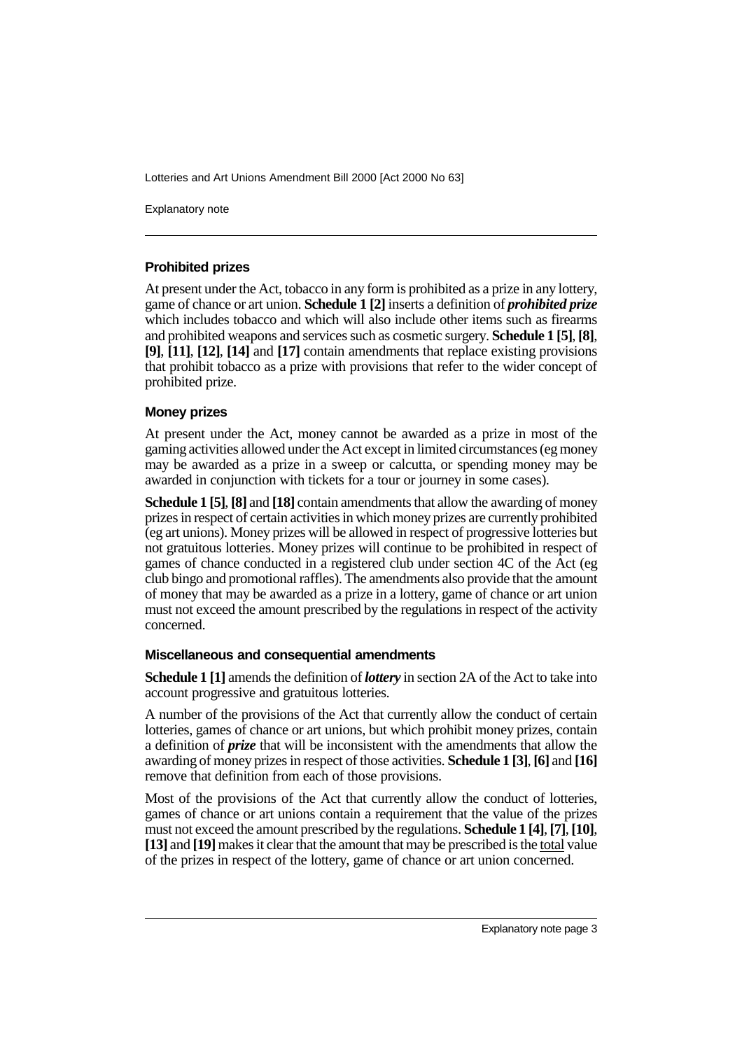### Prohibited prizes

At present under the Act, tobacco in any form is prohibited as a prize in any lottery, game of chance or art union. **Schedule 1 [2]** inserts a definition of ***prohibited prize*** which includes tobacco and which will also include other items such as firearms and prohibited weapons and services such as cosmetic surgery. **Schedule 1 [5]**, **[8]**, **[9]**, **[11]**, **[12]**, **[14]** and **[17]** contain amendments that replace existing provisions that prohibit tobacco as a prize with provisions that refer to the wider concept of prohibited prize.

### Money prizes

At present under the Act, money cannot be awarded as a prize in most of the gaming activities allowed under the Act except in limited circumstances (eg money may be awarded as a prize in a sweep or calcutta, or spending money may be awarded in conjunction with tickets for a tour or journey in some cases).

**Schedule 1 [5]**, **[8]** and **[18]** contain amendments that allow the awarding of money prizes in respect of certain activities in which money prizes are currently prohibited (eg art unions). Money prizes will be allowed in respect of progressive lotteries but not gratuitous lotteries. Money prizes will continue to be prohibited in respect of games of chance conducted in a registered club under section 4C of the Act (eg club bingo and promotional raffles). The amendments also provide that the amount of money that may be awarded as a prize in a lottery, game of chance or art union must not exceed the amount prescribed by the regulations in respect of the activity concerned.

### Miscellaneous and consequential amendments

**Schedule 1 [1]** amends the definition of ***lottery*** in section 2A of the Act to take into account progressive and gratuitous lotteries.

A number of the provisions of the Act that currently allow the conduct of certain lotteries, games of chance or art unions, but which prohibit money prizes, contain a definition of ***prize*** that will be inconsistent with the amendments that allow the awarding of money prizes in respect of those activities. **Schedule 1 [3]**, **[6]** and **[16]** remove that definition from each of those provisions.

Most of the provisions of the Act that currently allow the conduct of lotteries, games of chance or art unions contain a requirement that the value of the prizes must not exceed the amount prescribed by the regulations. **Schedule 1 [4]**, **[7]**, **[10]**, **[13]** and **[19]** makes it clear that the amount that may be prescribed is the total value of the prizes in respect of the lottery, game of chance or art union concerned.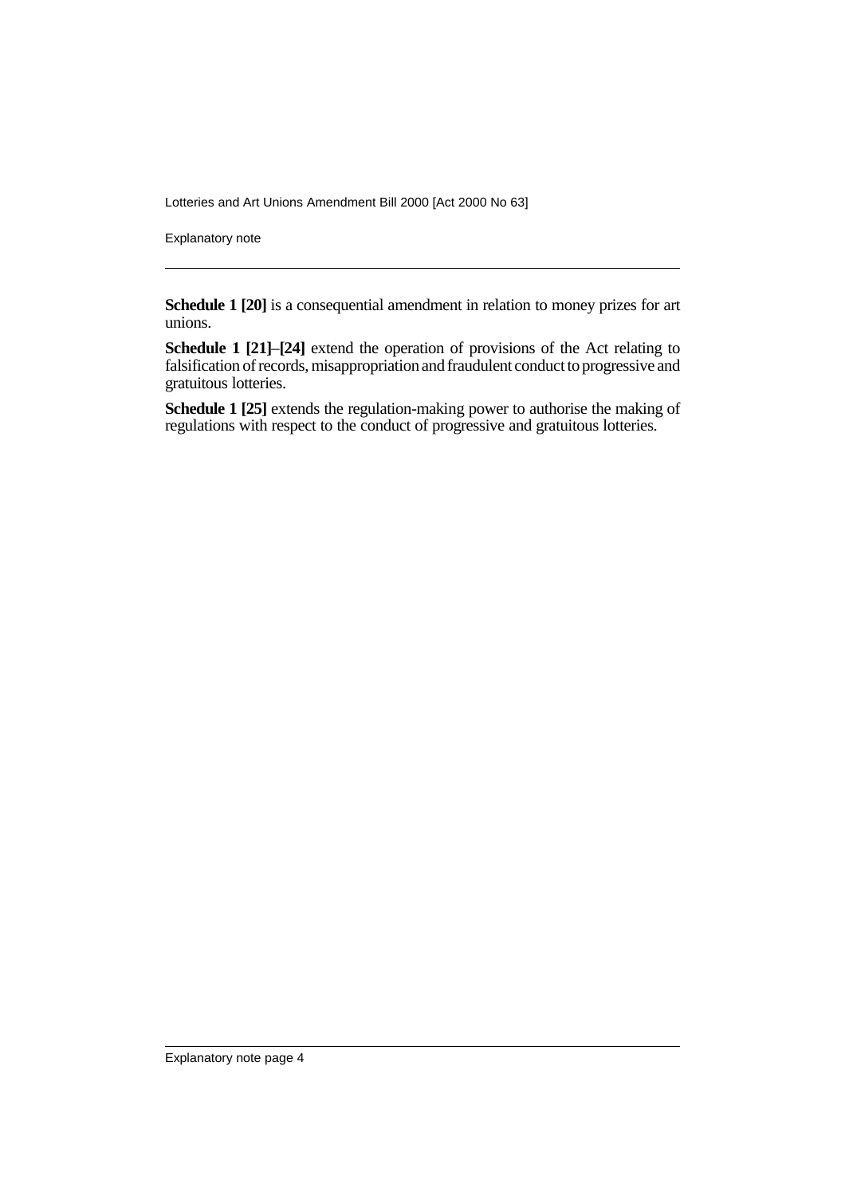**Schedule 1 [20]** is a consequential amendment in relation to money prizes for art unions.

**Schedule 1 [21]**–**[24]** extend the operation of provisions of the Act relating to falsification of records, misappropriation and fraudulent conduct to progressive and gratuitous lotteries.

**Schedule 1 [25]** extends the regulation-making power to authorise the making of regulations with respect to the conduct of progressive and gratuitous lotteries.